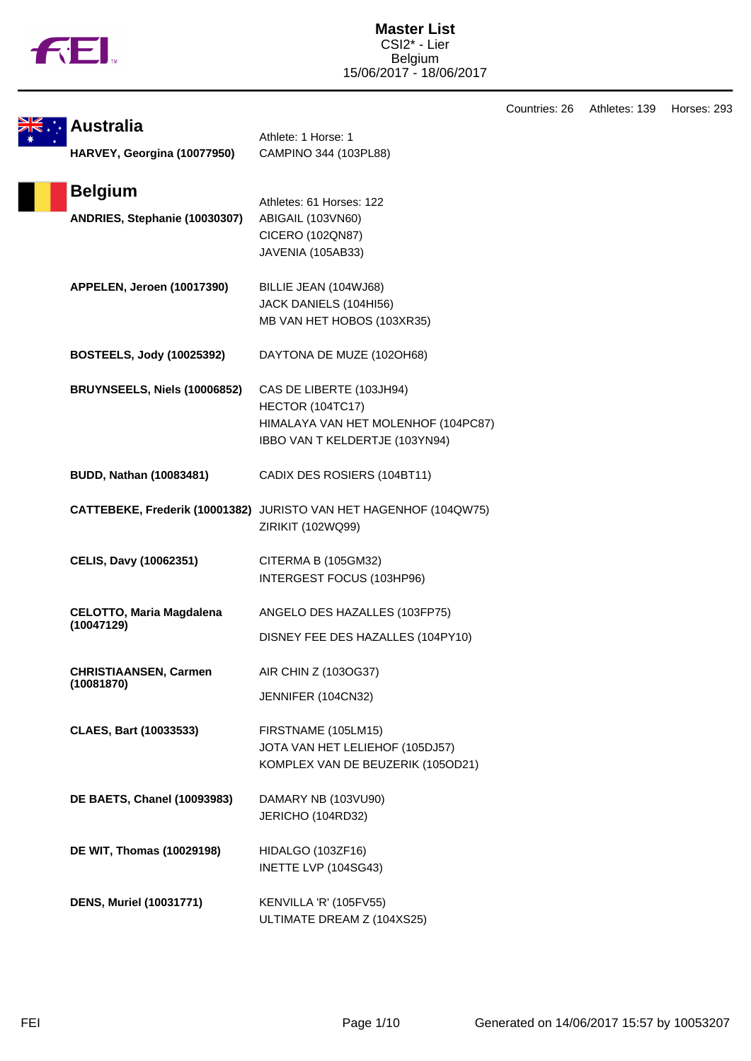# Master List

CSI2* - Lier
Belgium
15/06/2017 - 18/06/2017

Countries: 26 Athletes: 139 Horses: 293

## Australia

Athlete: 1 Horse: 1

| Athlete | Horses |
|---|---|
| **HARVEY, Georgina (10077950)** | CAMPINO 344 (103PL88) |

## Belgium

Athletes: 61 Horses: 122

| Athlete | Horses |
|---|---|
| **ANDRIES, Stephanie (10030307)** | ABIGAIL (103VN60)<br>CICERO (102QN87)<br>JAVENIA (105AB33) |
| **APPELEN, Jeroen (10017390)** | BILLIE JEAN (104WJ68)<br>JACK DANIELS (104HI56)<br>MB VAN HET HOBOS (103XR35) |
| **BOSTEELS, Jody (10025392)** | DAYTONA DE MUZE (102OH68) |
| **BRUYNSEELS, Niels (10006852)** | CAS DE LIBERTE (103JH94)<br>HECTOR (104TC17)<br>HIMALAYA VAN HET MOLENHOF (104PC87)<br>IBBO VAN T KELDERTJE (103YN94) |
| **BUDD, Nathan (10083481)** | CADIX DES ROSIERS (104BT11) |
| **CATTEBEKE, Frederik (10001382)** | JURISTO VAN HET HAGENHOF (104QW75)<br>ZIRIKIT (102WQ99) |
| **CELIS, Davy (10062351)** | CITERMA B (105GM32)<br>INTERGEST FOCUS (103HP96) |
| **CELOTTO, Maria Magdalena (10047129)** | ANGELO DES HAZALLES (103FP75)<br>DISNEY FEE DES HAZALLES (104PY10) |
| **CHRISTIAANSEN, Carmen (10081870)** | AIR CHIN Z (103OG37)<br>JENNIFER (104CN32) |
| **CLAES, Bart (10033533)** | FIRSTNAME (105LM15)<br>JOTA VAN HET LELIEHOF (105DJ57)<br>KOMPLEX VAN DE BEUZERIK (105OD21) |
| **DE BAETS, Chanel (10093983)** | DAMARY NB (103VU90)<br>JERICHO (104RD32) |
| **DE WIT, Thomas (10029198)** | HIDALGO (103ZF16)<br>INETTE LVP (104SG43) |
| **DENS, Muriel (10031771)** | KENVILLA 'R' (105FV55)<br>ULTIMATE DREAM Z (104XS25) |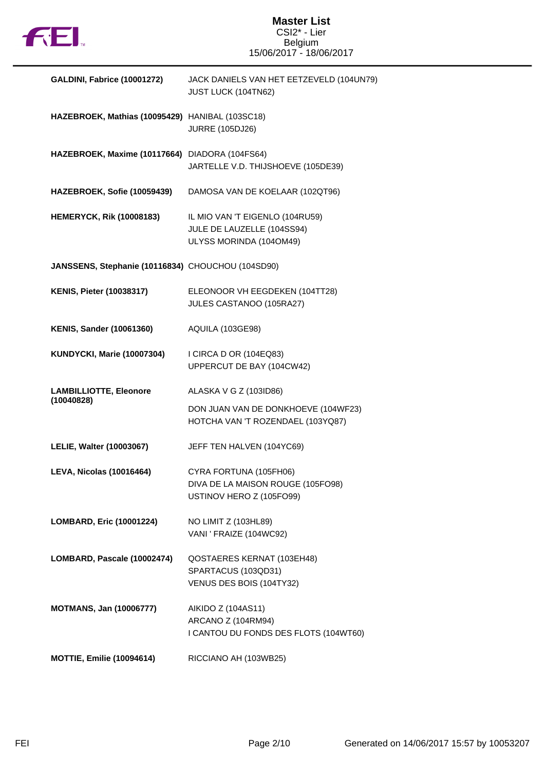# Master List

CSI2* - Lier
Belgium
15/06/2017 - 18/06/2017

| Rider | Horses |
|---|---|
| **GALDINI, Fabrice (10001272)** | JACK DANIELS VAN HET EETZEVELD (104UN79)<br>JUST LUCK (104TN62) |
| **HAZEBROEK, Mathias (10095429)** | HANIBAL (103SC18)<br>JURRE (105DJ26) |
| **HAZEBROEK, Maxime (10117664)** | DIADORA (104FS64)<br>JARTELLE V.D. THIJSHOEVE (105DE39) |
| **HAZEBROEK, Sofie (10059439)** | DAMOSA VAN DE KOELAAR (102QT96) |
| **HEMERYCK, Rik (10008183)** | IL MIO VAN 'T EIGENLO (104RU59)<br>JULE DE LAUZELLE (104SS94)<br>ULYSS MORINDA (104OM49) |
| **JANSSENS, Stephanie (10116834)** | CHOUCHOU (104SD90) |
| **KENIS, Pieter (10038317)** | ELEONOOR VH EEGDEKEN (104TT28)<br>JULES CASTANOO (105RA27) |
| **KENIS, Sander (10061360)** | AQUILA (103GE98) |
| **KUNDYCKI, Marie (10007304)** | I CIRCA D OR (104EQ83)<br>UPPERCUT DE BAY (104CW42) |
| **LAMBILLIOTTE, Eleonore (10040828)** | ALASKA V G Z (103ID86)<br>DON JUAN VAN DE DONKHOEVE (104WF23)<br>HOTCHA VAN 'T ROZENDAEL (103YQ87) |
| **LELIE, Walter (10003067)** | JEFF TEN HALVEN (104YC69) |
| **LEVA, Nicolas (10016464)** | CYRA FORTUNA (105FH06)<br>DIVA DE LA MAISON ROUGE (105FO98)<br>USTINOV HERO Z (105FO99) |
| **LOMBARD, Eric (10001224)** | NO LIMIT Z (103HL89)<br>VANI ' FRAIZE (104WC92) |
| **LOMBARD, Pascale (10002474)** | QOSTAERES KERNAT (103EH48)<br>SPARTACUS (103QD31)<br>VENUS DES BOIS (104TY32) |
| **MOTMANS, Jan (10006777)** | AIKIDO Z (104AS11)<br>ARCANO Z (104RM94)<br>I CANTOU DU FONDS DES FLOTS (104WT60) |
| **MOTTIE, Emilie (10094614)** | RICCIANO AH (103WB25) |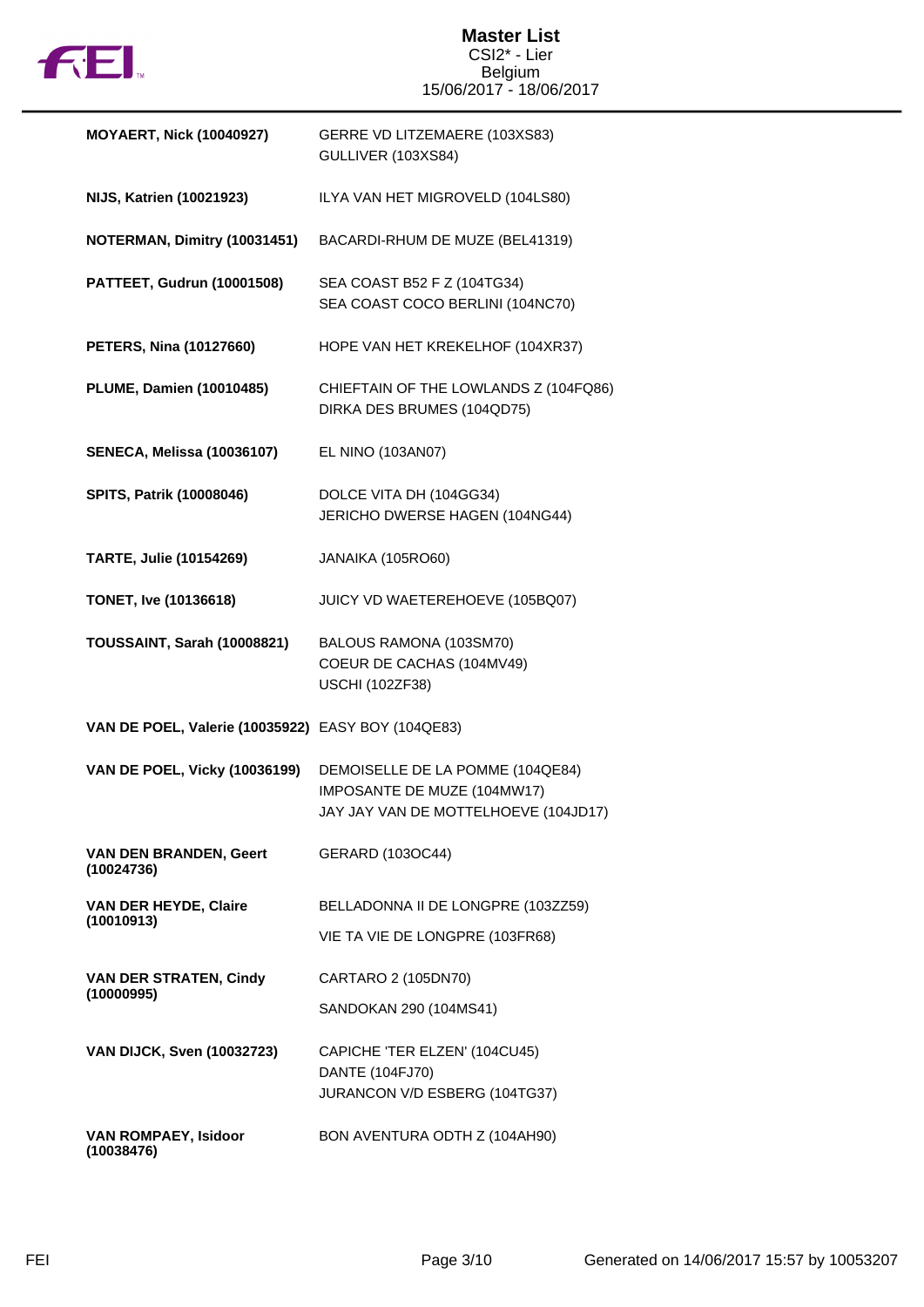# Master List

CSI2* - Lier
Belgium
15/06/2017 - 18/06/2017

| Rider | Horses |
| --- | --- |
| **MOYAERT, Nick (10040927)** | GERRE VD LITZEMAERE (103XS83)<br>GULLIVER (103XS84) |
| **NIJS, Katrien (10021923)** | ILYA VAN HET MIGROVELD (104LS80) |
| **NOTERMAN, Dimitry (10031451)** | BACARDI-RHUM DE MUZE (BEL41319) |
| **PATTEET, Gudrun (10001508)** | SEA COAST B52 F Z (104TG34)<br>SEA COAST COCO BERLINI (104NC70) |
| **PETERS, Nina (10127660)** | HOPE VAN HET KREKELHOF (104XR37) |
| **PLUME, Damien (10010485)** | CHIEFTAIN OF THE LOWLANDS Z (104FQ86)<br>DIRKA DES BRUMES (104QD75) |
| **SENECA, Melissa (10036107)** | EL NINO (103AN07) |
| **SPITS, Patrik (10008046)** | DOLCE VITA DH (104GG34)<br>JERICHO DWERSE HAGEN (104NG44) |
| **TARTE, Julie (10154269)** | JANAIKA (105RO60) |
| **TONET, Ive (10136618)** | JUICY VD WAETEREHOEVE (105BQ07) |
| **TOUSSAINT, Sarah (10008821)** | BALOUS RAMONA (103SM70)<br>COEUR DE CACHAS (104MV49)<br>USCHI (102ZF38) |
| **VAN DE POEL, Valerie (10035922)** | EASY BOY (104QE83) |
| **VAN DE POEL, Vicky (10036199)** | DEMOISELLE DE LA POMME (104QE84)<br>IMPOSANTE DE MUZE (104MW17)<br>JAY JAY VAN DE MOTTELHOEVE (104JD17) |
| **VAN DEN BRANDEN, Geert (10024736)** | GERARD (103OC44) |
| **VAN DER HEYDE, Claire (10010913)** | BELLADONNA II DE LONGPRE (103ZZ59)<br>VIE TA VIE DE LONGPRE (103FR68) |
| **VAN DER STRATEN, Cindy (10000995)** | CARTARO 2 (105DN70)<br>SANDOKAN 290 (104MS41) |
| **VAN DIJCK, Sven (10032723)** | CAPICHE 'TER ELZEN' (104CU45)<br>DANTE (104FJ70)<br>JURANCON V/D ESBERG (104TG37) |
| **VAN ROMPAEY, Isidoor (10038476)** | BON AVENTURA ODTH Z (104AH90) |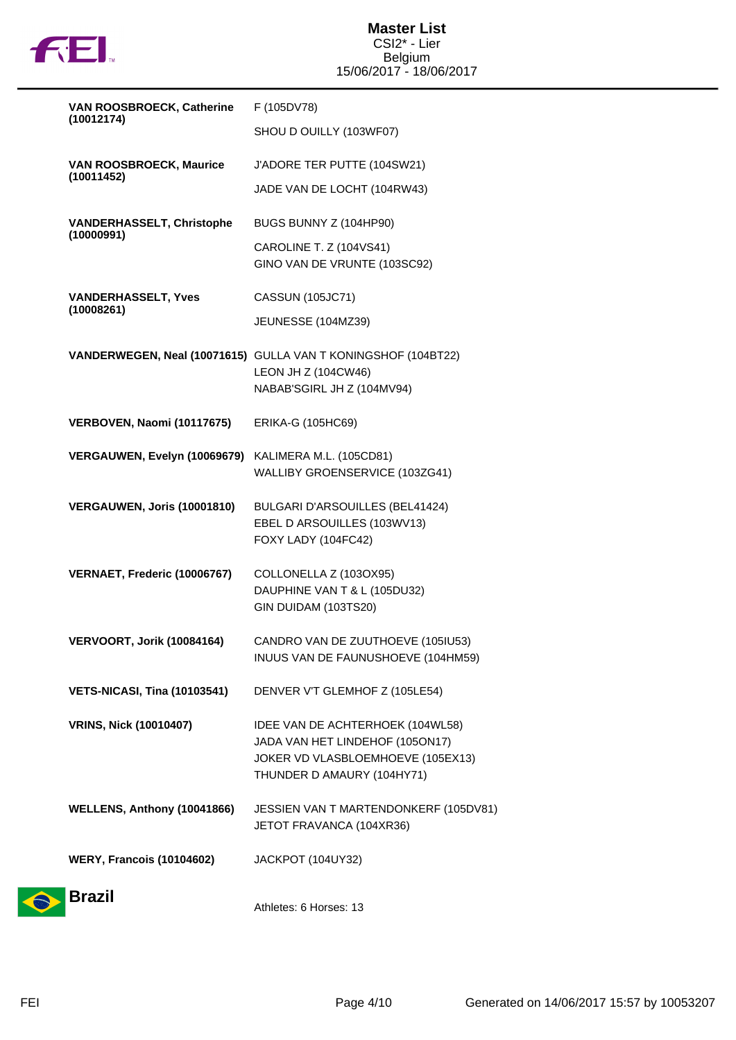| Athlete | Horses |
| --- | --- |
| **VAN ROOSBROECK, Catherine (10012174)** | F (105DV78)<br>SHOU D OUILLY (103WF07) |
| **VAN ROOSBROECK, Maurice (10011452)** | J'ADORE TER PUTTE (104SW21)<br>JADE VAN DE LOCHT (104RW43) |
| **VANDERHASSELT, Christophe (10000991)** | BUGS BUNNY Z (104HP90)<br>CAROLINE T. Z (104VS41)<br>GINO VAN DE VRUNTE (103SC92) |
| **VANDERHASSELT, Yves (10008261)** | CASSUN (105JC71)<br>JEUNESSE (104MZ39) |
| **VANDERWEGEN, Neal (10071615)** | GULLA VAN T KONINGSHOF (104BT22)<br>LEON JH Z (104CW46)<br>NABAB'SGIRL JH Z (104MV94) |
| **VERBOVEN, Naomi (10117675)** | ERIKA-G (105HC69) |
| **VERGAUWEN, Evelyn (10069679)** | KALIMERA M.L. (105CD81)<br>WALLIBY GROENSERVICE (103ZG41) |
| **VERGAUWEN, Joris (10001810)** | BULGARI D'ARSOUILLES (BEL41424)<br>EBEL D ARSOUILLES (103WV13)<br>FOXY LADY (104FC42) |
| **VERNAET, Frederic (10006767)** | COLLONELLA Z (103OX95)<br>DAUPHINE VAN T & L (105DU32)<br>GIN DUIDAM (103TS20) |
| **VERVOORT, Jorik (10084164)** | CANDRO VAN DE ZUUTHOEVE (105IU53)<br>INUUS VAN DE FAUNUSHOEVE (104HM59) |
| **VETS-NICASI, Tina (10103541)** | DENVER V'T GLEMHOF Z (105LE54) |
| **VRINS, Nick (10010407)** | IDEE VAN DE ACHTERHOEK (104WL58)<br>JADA VAN HET LINDEHOF (105ON17)<br>JOKER VD VLASBLOEMHOEVE (105EX13)<br>THUNDER D AMAURY (104HY71) |
| **WELLENS, Anthony (10041866)** | JESSIEN VAN T MARTENDONKERF (105DV81)<br>JETOT FRAVANCA (104XR36) |
| **WERY, Francois (10104602)** | JACKPOT (104UY32) |

## Brazil

Athletes: 6 Horses: 13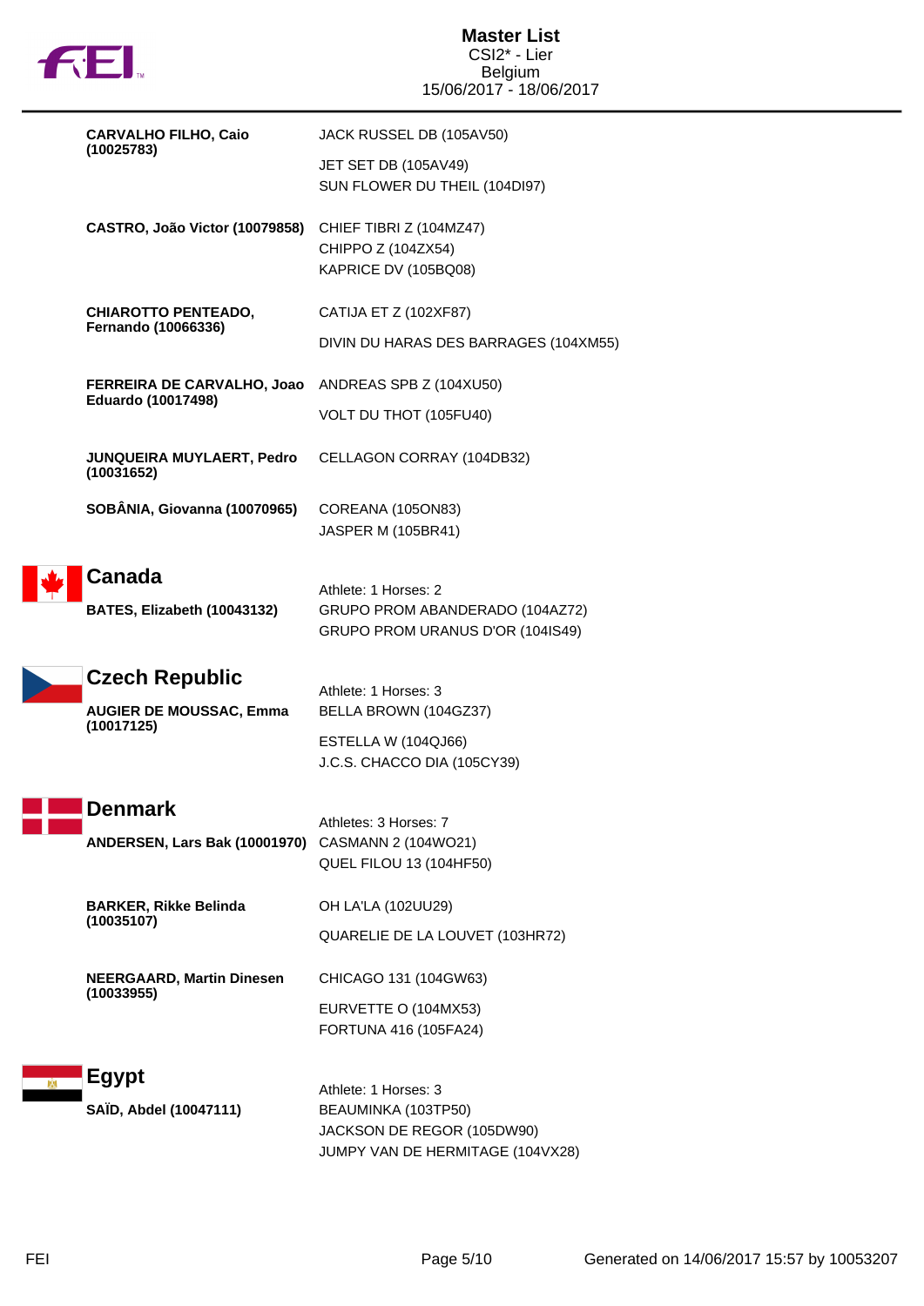| Athlete | Horses |
| --- | --- |
| **CARVALHO FILHO, Caio (10025783)** | JACK RUSSEL DB (105AV50) |
| | JET SET DB (105AV49) |
| | SUN FLOWER DU THEIL (104DI97) |
| **CASTRO, João Victor (10079858)** | CHIEF TIBRI Z (104MZ47) |
| | CHIPPO Z (104ZX54) |
| | KAPRICE DV (105BQ08) |
| **CHIAROTTO PENTEADO, Fernando (10066336)** | CATIJA ET Z (102XF87) |
| | DIVIN DU HARAS DES BARRAGES (104XM55) |
| **FERREIRA DE CARVALHO, Joao Eduardo (10017498)** | ANDREAS SPB Z (104XU50) |
| | VOLT DU THOT (105FU40) |
| **JUNQUEIRA MUYLAERT, Pedro (10031652)** | CELLAGON CORRAY (104DB32) |
| **SOBÂNIA, Giovanna (10070965)** | COREANA (105ON83) |
| | JASPER M (105BR41) |

## Canada

Athlete: 1 Horses: 2

| Athlete | Horses |
| --- | --- |
| **BATES, Elizabeth (10043132)** | GRUPO PROM ABANDERADO (104AZ72) |
| | GRUPO PROM URANUS D'OR (104IS49) |

## Czech Republic

Athlete: 1 Horses: 3

| Athlete | Horses |
| --- | --- |
| **AUGIER DE MOUSSAC, Emma (10017125)** | BELLA BROWN (104GZ37) |
| | ESTELLA W (104QJ66) |
| | J.C.S. CHACCO DIA (105CY39) |

## Denmark

Athletes: 3 Horses: 7

| Athlete | Horses |
| --- | --- |
| **ANDERSEN, Lars Bak (10001970)** | CASMANN 2 (104WO21) |
| | QUEL FILOU 13 (104HF50) |
| **BARKER, Rikke Belinda (10035107)** | OH LA'LA (102UU29) |
| | QUARELIE DE LA LOUVET (103HR72) |
| **NEERGAARD, Martin Dinesen (10033955)** | CHICAGO 131 (104GW63) |
| | EURVETTE O (104MX53) |
| | FORTUNA 416 (105FA24) |

## Egypt

Athlete: 1 Horses: 3

| Athlete | Horses |
| --- | --- |
| **SAÏD, Abdel (10047111)** | BEAUMINKA (103TP50) |
| | JACKSON DE REGOR (105DW90) |
| | JUMPY VAN DE HERMITAGE (104VX28) |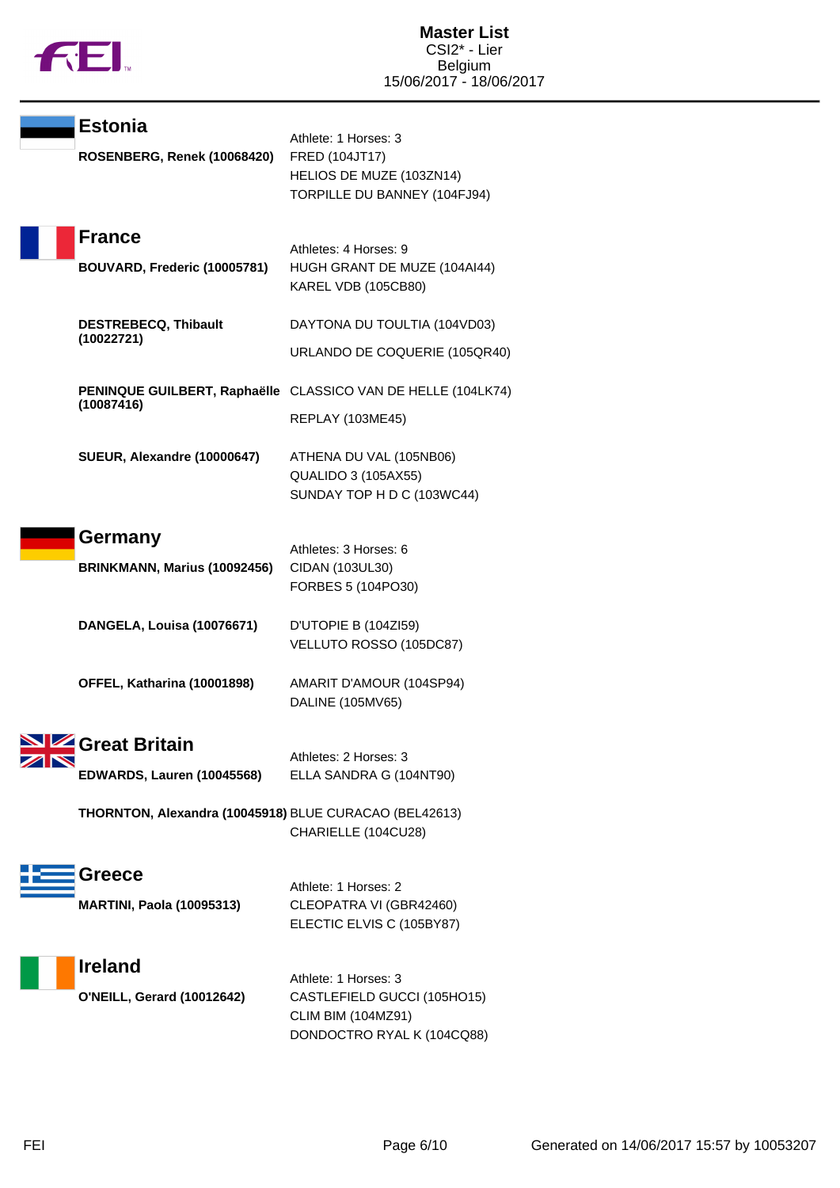# Master List

CSI2* - Lier
Belgium
15/06/2017 - 18/06/2017

## Estonia

Athlete: 1 Horses: 3

**ROSENBERG, Renek (10068420)**
- FRED (104JT17)
- HELIOS DE MUZE (103ZN14)
- TORPILLE DU BANNEY (104FJ94)

## France

Athletes: 4 Horses: 9

**BOUVARD, Frederic (10005781)**
- HUGH GRANT DE MUZE (104AI44)
- KAREL VDB (105CB80)

**DESTREBECQ, Thibault (10022721)**
- DAYTONA DU TOULTIA (104VD03)
- URLANDO DE COQUERIE (105QR40)

**PENINQUE GUILBERT, Raphaëlle (10087416)**
- CLASSICO VAN DE HELLE (104LK74)
- REPLAY (103ME45)

**SUEUR, Alexandre (10000647)**
- ATHENA DU VAL (105NB06)
- QUALIDO 3 (105AX55)
- SUNDAY TOP H D C (103WC44)

## Germany

Athletes: 3 Horses: 6

**BRINKMANN, Marius (10092456)**
- CIDAN (103UL30)
- FORBES 5 (104PO30)

**DANGELA, Louisa (10076671)**
- D'UTOPIE B (104ZI59)
- VELLUTO ROSSO (105DC87)

**OFFEL, Katharina (10001898)**
- AMARIT D'AMOUR (104SP94)
- DALINE (105MV65)

## Great Britain

Athletes: 2 Horses: 3

**EDWARDS, Lauren (10045568)**
- ELLA SANDRA G (104NT90)

**THORNTON, Alexandra (10045918)**
- BLUE CURACAO (BEL42613)
- CHARIELLE (104CU28)

## Greece

Athlete: 1 Horses: 2

**MARTINI, Paola (10095313)**
- CLEOPATRA VI (GBR42460)
- ELECTIC ELVIS C (105BY87)

## Ireland

Athlete: 1 Horses: 3

**O'NEILL, Gerard (10012642)**
- CASTLEFIELD GUCCI (105HO15)
- CLIM BIM (104MZ91)
- DONDOCTRO RYAL K (104CQ88)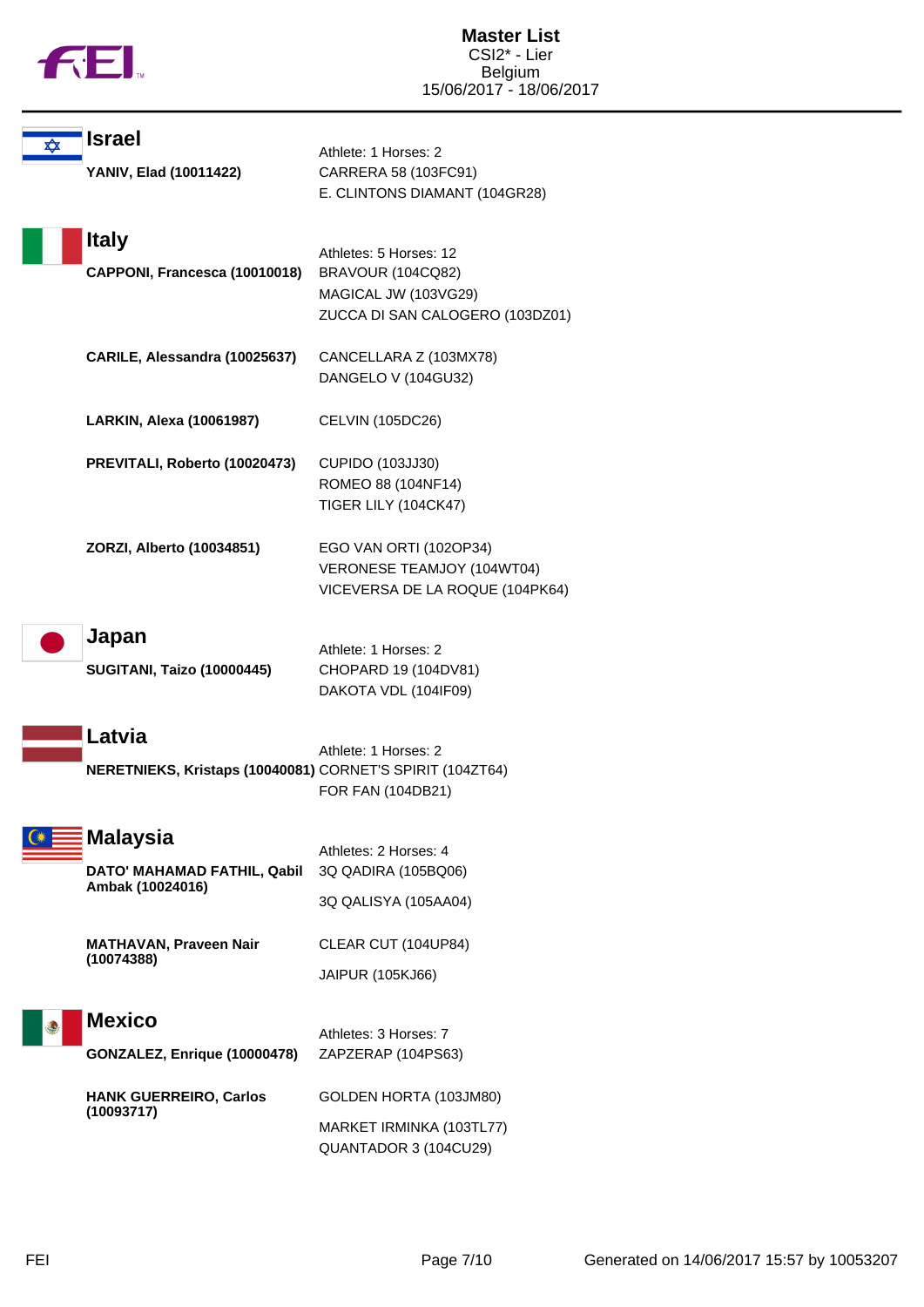# Master List

CSI2* - Lier
Belgium
15/06/2017 - 18/06/2017

## Israel

Athlete: 1 Horses: 2

**YANIV, Elad (10011422)**
- CARRERA 58 (103FC91)
- E. CLINTONS DIAMANT (104GR28)

## Italy

Athletes: 5 Horses: 12

**CAPPONI, Francesca (10010018)**
- BRAVOUR (104CQ82)
- MAGICAL JW (103VG29)
- ZUCCA DI SAN CALOGERO (103DZ01)

**CARILE, Alessandra (10025637)**
- CANCELLARA Z (103MX78)
- DANGELO V (104GU32)

**LARKIN, Alexa (10061987)**
- CELVIN (105DC26)

**PREVITALI, Roberto (10020473)**
- CUPIDO (103JJ30)
- ROMEO 88 (104NF14)
- TIGER LILY (104CK47)

**ZORZI, Alberto (10034851)**
- EGO VAN ORTI (102OP34)
- VERONESE TEAMJOY (104WT04)
- VICEVERSA DE LA ROQUE (104PK64)

## Japan

Athlete: 1 Horses: 2

**SUGITANI, Taizo (10000445)**
- CHOPARD 19 (104DV81)
- DAKOTA VDL (104IF09)

## Latvia

Athlete: 1 Horses: 2

**NERETNIEKS, Kristaps (10040081)**
- CORNET'S SPIRIT (104ZT64)
- FOR FAN (104DB21)

## Malaysia

Athletes: 2 Horses: 4

**DATO' MAHAMAD FATHIL, Qabil Ambak (10024016)**
- 3Q QADIRA (105BQ06)
- 3Q QALISYA (105AA04)

**MATHAVAN, Praveen Nair (10074388)**
- CLEAR CUT (104UP84)
- JAIPUR (105KJ66)

## Mexico

Athletes: 3 Horses: 7

**GONZALEZ, Enrique (10000478)**
- ZAPZERAP (104PS63)

**HANK GUERREIRO, Carlos (10093717)**
- GOLDEN HORTA (103JM80)
- MARKET IRMINKA (103TL77)
- QUANTADOR 3 (104CU29)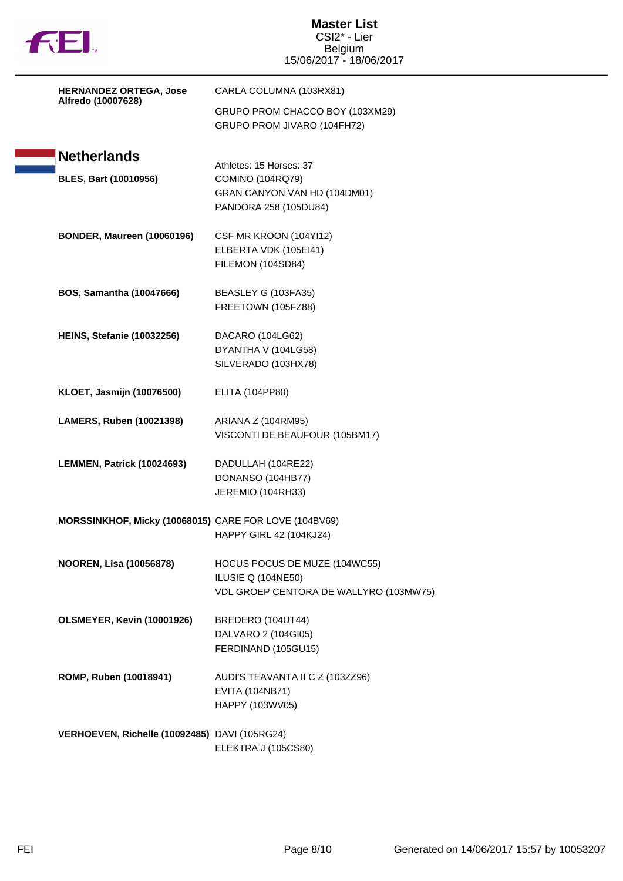| | |
|---|---|
| **HERNANDEZ ORTEGA, Jose Alfredo (10007628)** | CARLA COLUMNA (103RX81) |
| | GRUPO PROM CHACCO BOY (103XM29) |
| | GRUPO PROM JIVARO (104FH72) |

## Netherlands

Athletes: 15 Horses: 37

| | |
|---|---|
| **BLES, Bart (10010956)** | COMINO (104RQ79) |
| | GRAN CANYON VAN HD (104DM01) |
| | PANDORA 258 (105DU84) |
| **BONDER, Maureen (10060196)** | CSF MR KROON (104YI12) |
| | ELBERTA VDK (105EI41) |
| | FILEMON (104SD84) |
| **BOS, Samantha (10047666)** | BEASLEY G (103FA35) |
| | FREETOWN (105FZ88) |
| **HEINS, Stefanie (10032256)** | DACARO (104LG62) |
| | DYANTHA V (104LG58) |
| | SILVERADO (103HX78) |
| **KLOET, Jasmijn (10076500)** | ELITA (104PP80) |
| **LAMERS, Ruben (10021398)** | ARIANA Z (104RM95) |
| | VISCONTI DE BEAUFOUR (105BM17) |
| **LEMMEN, Patrick (10024693)** | DADULLAH (104RE22) |
| | DONANSO (104HB77) |
| | JEREMIO (104RH33) |
| **MORSSINKHOF, Micky (10068015)** | CARE FOR LOVE (104BV69) |
| | HAPPY GIRL 42 (104KJ24) |
| **NOOREN, Lisa (10056878)** | HOCUS POCUS DE MUZE (104WC55) |
| | ILUSIE Q (104NE50) |
| | VDL GROEP CENTORA DE WALLYRO (103MW75) |
| **OLSMEYER, Kevin (10001926)** | BREDERO (104UT44) |
| | DALVARO 2 (104GI05) |
| | FERDINAND (105GU15) |
| **ROMP, Ruben (10018941)** | AUDI'S TEAVANTA II C Z (103ZZ96) |
| | EVITA (104NB71) |
| | HAPPY (103WV05) |
| **VERHOEVEN, Richelle (10092485)** | DAVI (105RG24) |
| | ELEKTRA J (105CS80) |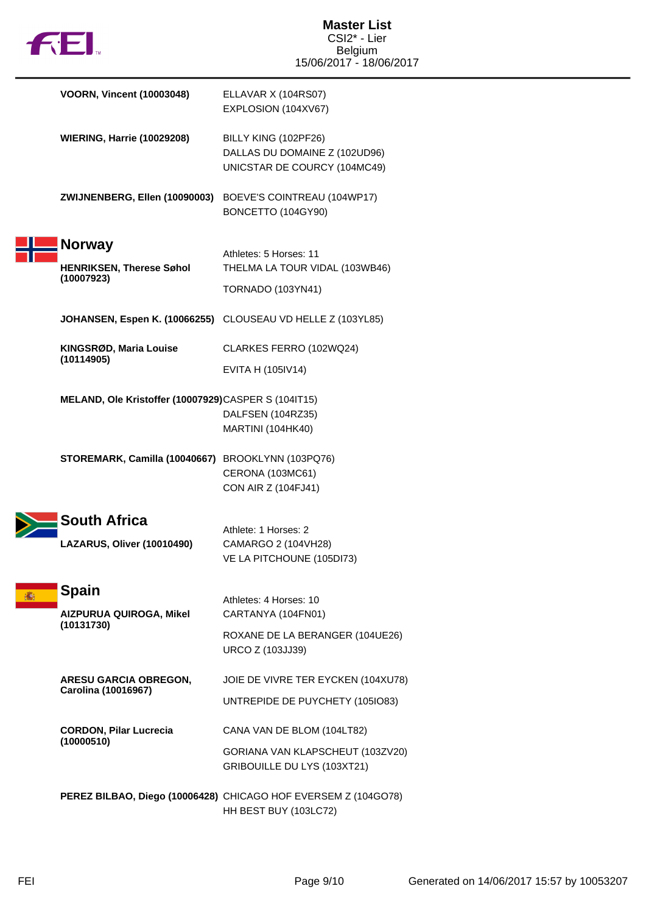| | |
|---|---|
| **VOORN, Vincent (10003048)** | ELLAVAR X (104RS07)<br>EXPLOSION (104XV67) |
| **WIERING, Harrie (10029208)** | BILLY KING (102PF26)<br>DALLAS DU DOMAINE Z (102UD96)<br>UNICSTAR DE COURCY (104MC49) |
| **ZWIJNENBERG, Ellen (10090003)** | BOEVE'S COINTREAU (104WP17)<br>BONCETTO (104GY90) |

## Norway

Athletes: 5 Horses: 11

| | |
|---|---|
| **HENRIKSEN, Therese Søhol (10007923)** | THELMA LA TOUR VIDAL (103WB46)<br>TORNADO (103YN41) |
| **JOHANSEN, Espen K. (10066255)** | CLOUSEAU VD HELLE Z (103YL85) |
| **KINGSRØD, Maria Louise (10114905)** | CLARKES FERRO (102WQ24)<br>EVITA H (105IV14) |
| **MELAND, Ole Kristoffer (10007929)** | CASPER S (104IT15)<br>DALFSEN (104RZ35)<br>MARTINI (104HK40) |
| **STOREMARK, Camilla (10040667)** | BROOKLYNN (103PQ76)<br>CERONA (103MC61)<br>CON AIR Z (104FJ41) |

## South Africa

Athlete: 1 Horses: 2

| | |
|---|---|
| **LAZARUS, Oliver (10010490)** | CAMARGO 2 (104VH28)<br>VE LA PITCHOUNE (105DI73) |

## Spain

Athletes: 4 Horses: 10

| | |
|---|---|
| **AIZPURUA QUIROGA, Mikel (10131730)** | CARTANYA (104FN01)<br>ROXANE DE LA BERANGER (104UE26)<br>URCO Z (103JJ39) |
| **ARESU GARCIA OBREGON, Carolina (10016967)** | JOIE DE VIVRE TER EYCKEN (104XU78)<br>UNTREPIDE DE PUYCHETY (105IO83) |
| **CORDON, Pilar Lucrecia (10000510)** | CANA VAN DE BLOM (104LT82)<br>GORIANA VAN KLAPSCHEUT (103ZV20)<br>GRIBOUILLE DU LYS (103XT21) |
| **PEREZ BILBAO, Diego (10006428)** | CHICAGO HOF EVERSEM Z (104GO78)<br>HH BEST BUY (103LC72) |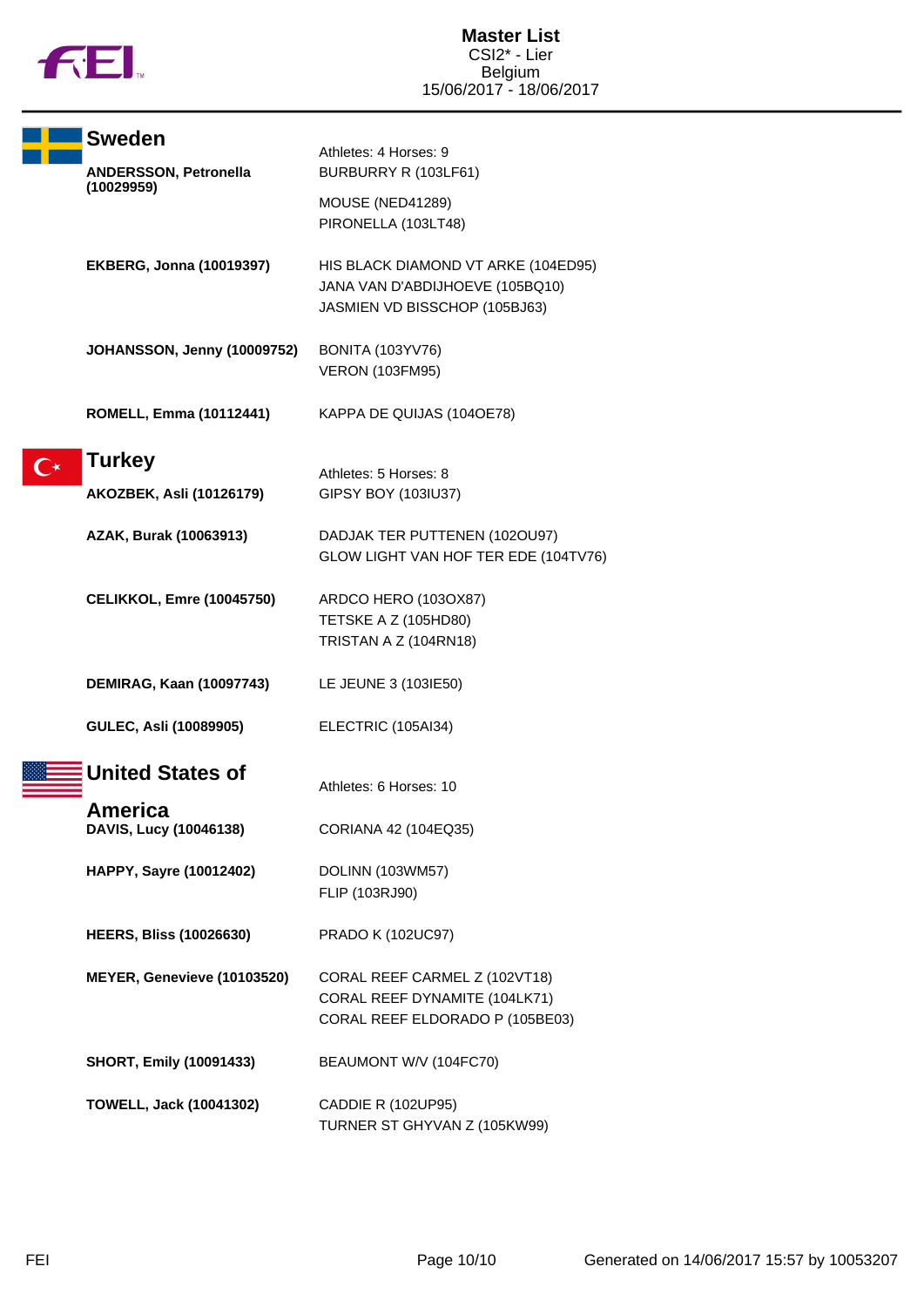# Master List

CSI2* - Lier
Belgium
15/06/2017 - 18/06/2017

## Sweden

Athletes: 4 Horses: 9

| Athlete | Horses |
|---|---|
| **ANDERSSON, Petronella (10029959)** | BURBURRY R (103LF61)<br>MOUSE (NED41289)<br>PIRONELLA (103LT48) |
| **EKBERG, Jonna (10019397)** | HIS BLACK DIAMOND VT ARKE (104ED95)<br>JANA VAN D'ABDIJHOEVE (105BQ10)<br>JASMIEN VD BISSCHOP (105BJ63) |
| **JOHANSSON, Jenny (10009752)** | BONITA (103YV76)<br>VERON (103FM95) |
| **ROMELL, Emma (10112441)** | KAPPA DE QUIJAS (104OE78) |

## Turkey

Athletes: 5 Horses: 8

| Athlete | Horses |
|---|---|
| **AKOZBEK, Asli (10126179)** | GIPSY BOY (103IU37) |
| **AZAK, Burak (10063913)** | DADJAK TER PUTTENEN (102OU97)<br>GLOW LIGHT VAN HOF TER EDE (104TV76) |
| **CELIKKOL, Emre (10045750)** | ARDCO HERO (103OX87)<br>TETSKE A Z (105HD80)<br>TRISTAN A Z (104RN18) |
| **DEMIRAG, Kaan (10097743)** | LE JEUNE 3 (103IE50) |
| **GULEC, Asli (10089905)** | ELECTRIC (105AI34) |

## United States of America

Athletes: 6 Horses: 10

| Athlete | Horses |
|---|---|
| **DAVIS, Lucy (10046138)** | CORIANA 42 (104EQ35) |
| **HAPPY, Sayre (10012402)** | DOLINN (103WM57)<br>FLIP (103RJ90) |
| **HEERS, Bliss (10026630)** | PRADO K (102UC97) |
| **MEYER, Genevieve (10103520)** | CORAL REEF CARMEL Z (102VT18)<br>CORAL REEF DYNAMITE (104LK71)<br>CORAL REEF ELDORADO P (105BE03) |
| **SHORT, Emily (10091433)** | BEAUMONT W/V (104FC70) |
| **TOWELL, Jack (10041302)** | CADDIE R (102UP95)<br>TURNER ST GHYVAN Z (105KW99) |

Generated on 14/06/2017 15:57 by 10053207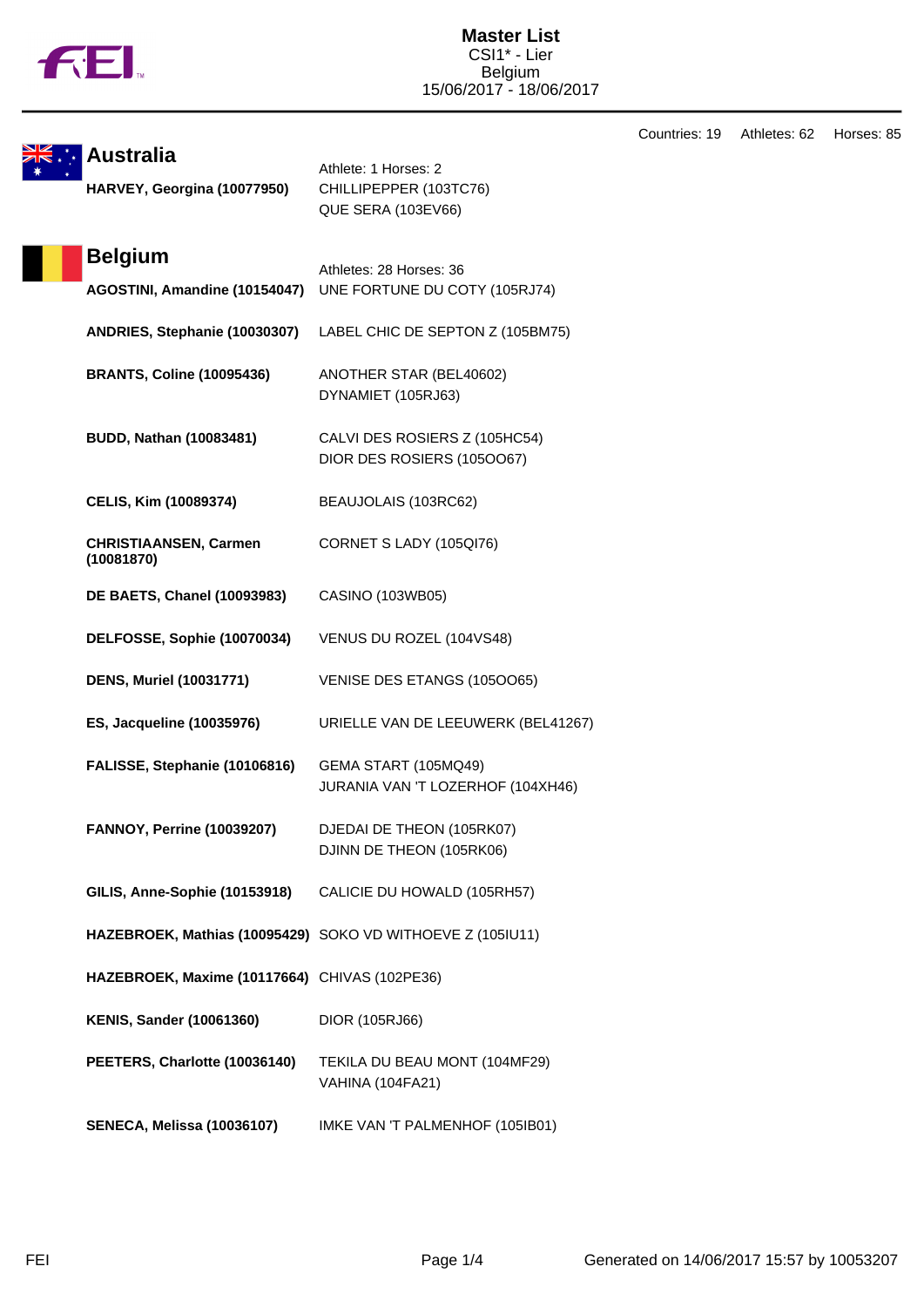# Master List

CSI1* - Lier
Belgium
15/06/2017 - 18/06/2017

Countries: 19 Athletes: 62 Horses: 85

## Australia

Athlete: 1 Horses: 2

| Athlete | Horses |
| --- | --- |
| **HARVEY, Georgina (10077950)** | CHILLIPEPPER (103TC76)<br>QUE SERA (103EV66) |

## Belgium

Athletes: 28 Horses: 36

| Athlete | Horses |
| --- | --- |
| **AGOSTINI, Amandine (10154047)** | UNE FORTUNE DU COTY (105RJ74) |
| **ANDRIES, Stephanie (10030307)** | LABEL CHIC DE SEPTON Z (105BM75) |
| **BRANTS, Coline (10095436)** | ANOTHER STAR (BEL40602)<br>DYNAMIET (105RJ63) |
| **BUDD, Nathan (10083481)** | CALVI DES ROSIERS Z (105HC54)<br>DIOR DES ROSIERS (105OO67) |
| **CELIS, Kim (10089374)** | BEAUJOLAIS (103RC62) |
| **CHRISTIAANSEN, Carmen (10081870)** | CORNET S LADY (105QI76) |
| **DE BAETS, Chanel (10093983)** | CASINO (103WB05) |
| **DELFOSSE, Sophie (10070034)** | VENUS DU ROZEL (104VS48) |
| **DENS, Muriel (10031771)** | VENISE DES ETANGS (105OO65) |
| **ES, Jacqueline (10035976)** | URIELLE VAN DE LEEUWERK (BEL41267) |
| **FALISSE, Stephanie (10106816)** | GEMA START (105MQ49)<br>JURANIA VAN 'T LOZERHOF (104XH46) |
| **FANNOY, Perrine (10039207)** | DJEDAI DE THEON (105RK07)<br>DJINN DE THEON (105RK06) |
| **GILIS, Anne-Sophie (10153918)** | CALICIE DU HOWALD (105RH57) |
| **HAZEBROEK, Mathias (10095429)** | SOKO VD WITHOEVE Z (105IU11) |
| **HAZEBROEK, Maxime (10117664)** | CHIVAS (102PE36) |
| **KENIS, Sander (10061360)** | DIOR (105RJ66) |
| **PEETERS, Charlotte (10036140)** | TEKILA DU BEAU MONT (104MF29)<br>VAHINA (104FA21) |
| **SENECA, Melissa (10036107)** | IMKE VAN 'T PALMENHOF (105IB01) |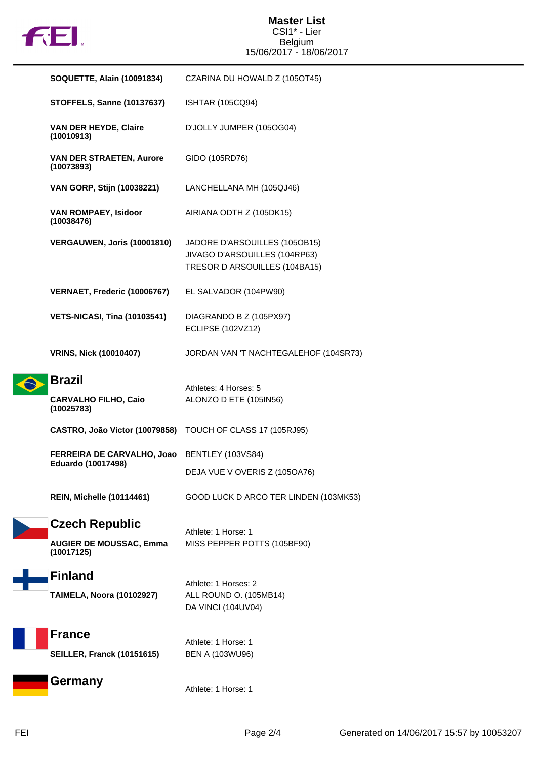| | |
|---|---|
| **SOQUETTE, Alain (10091834)** | CZARINA DU HOWALD Z (105OT45) |
| **STOFFELS, Sanne (10137637)** | ISHTAR (105CQ94) |
| **VAN DER HEYDE, Claire (10010913)** | D'JOLLY JUMPER (105OG04) |
| **VAN DER STRAETEN, Aurore (10073893)** | GIDO (105RD76) |
| **VAN GORP, Stijn (10038221)** | LANCHELLANA MH (105QJ46) |
| **VAN ROMPAEY, Isidoor (10038476)** | AIRIANA ODTH Z (105DK15) |
| **VERGAUWEN, Joris (10001810)** | JADORE D'ARSOUILLES (105OB15)<br>JIVAGO D'ARSOUILLES (104RP63)<br>TRESOR D ARSOUILLES (104BA15) |
| **VERNAET, Frederic (10006767)** | EL SALVADOR (104PW90) |
| **VETS-NICASI, Tina (10103541)** | DIAGRANDO B Z (105PX97)<br>ECLIPSE (102VZ12) |
| **VRINS, Nick (10010407)** | JORDAN VAN 'T NACHTEGALEHOF (104SR73) |

## Brazil

Athletes: 4 Horses: 5

| | |
|---|---|
| **CARVALHO FILHO, Caio (10025783)** | ALONZO D ETE (105IN56) |
| **CASTRO, João Victor (10079858)** | TOUCH OF CLASS 17 (105RJ95) |
| **FERREIRA DE CARVALHO, Joao Eduardo (10017498)** | BENTLEY (103VS84)<br>DEJA VUE V OVERIS Z (105OA76) |
| **REIN, Michelle (10114461)** | GOOD LUCK D ARCO TER LINDEN (103MK53) |

## Czech Republic

Athlete: 1 Horse: 1

| | |
|---|---|
| **AUGIER DE MOUSSAC, Emma (10017125)** | MISS PEPPER POTTS (105BF90) |

## Finland

Athlete: 1 Horses: 2

| | |
|---|---|
| **TAIMELA, Noora (10102927)** | ALL ROUND O. (105MB14)<br>DA VINCI (104UV04) |

## France

Athlete: 1 Horse: 1

| | |
|---|---|
| **SEILLER, Franck (10151615)** | BEN A (103WU96) |

## Germany

Athlete: 1 Horse: 1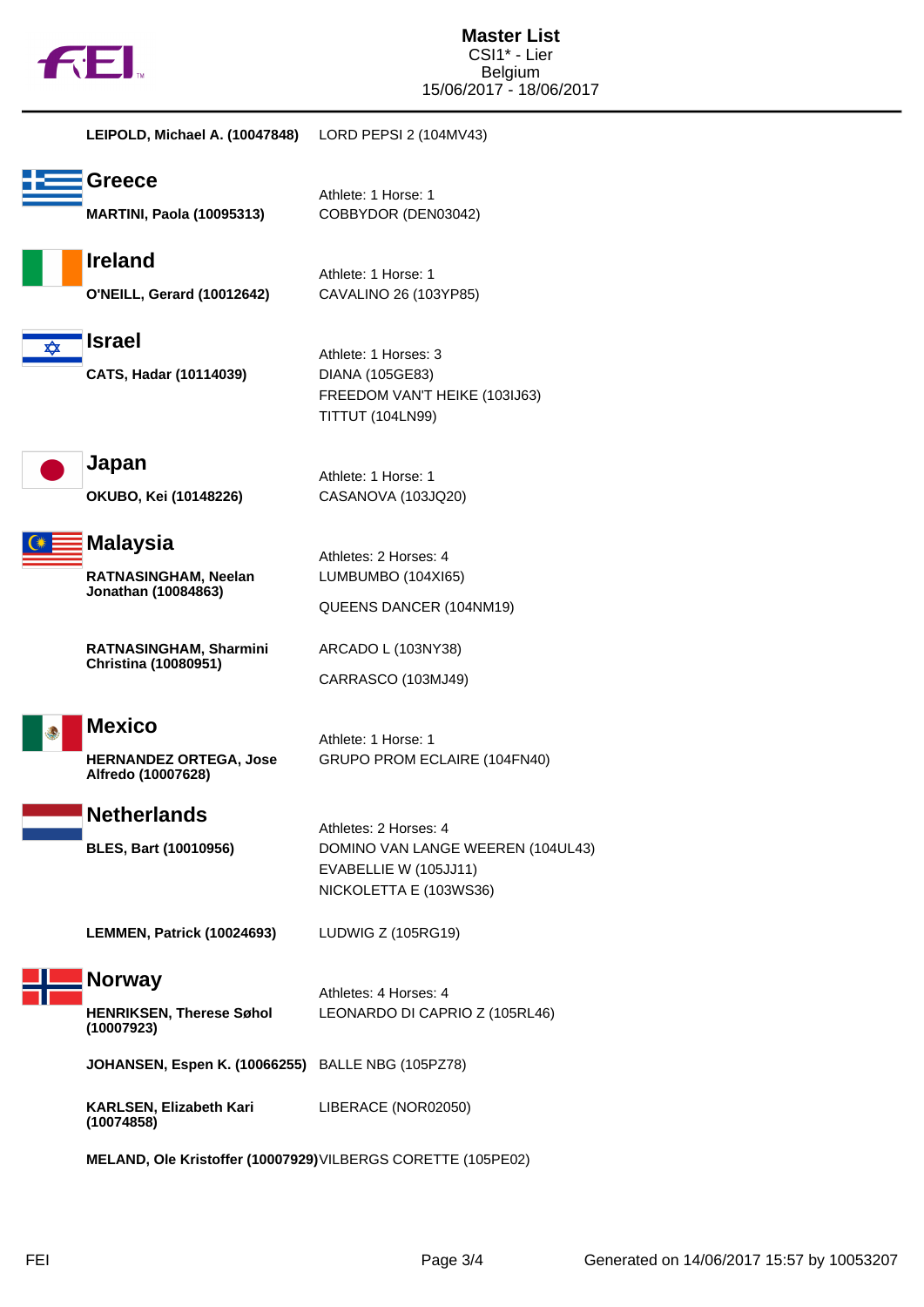# Master List
CSI1* - Lier
Belgium
15/06/2017 - 18/06/2017

**LEIPOLD, Michael A. (10047848)** LORD PEPSI 2 (104MV43)

## Greece

Athlete: 1 Horse: 1

**MARTINI, Paola (10095313)** COBBYDOR (DEN03042)

## Ireland

Athlete: 1 Horse: 1

**O'NEILL, Gerard (10012642)** CAVALINO 26 (103YP85)

## Israel

Athlete: 1 Horses: 3

**CATS, Hadar (10114039)**
- DIANA (105GE83)
- FREEDOM VAN'T HEIKE (103IJ63)
- TITTUT (104LN99)

## Japan

Athlete: 1 Horse: 1

**OKUBO, Kei (10148226)** CASANOVA (103JQ20)

## Malaysia

Athletes: 2 Horses: 4

**RATNASINGHAM, Neelan Jonathan (10084863)**
- LUMBUMBO (104XI65)
- QUEENS DANCER (104NM19)

**RATNASINGHAM, Sharmini Christina (10080951)**
- ARCADO L (103NY38)
- CARRASCO (103MJ49)

## Mexico

Athlete: 1 Horse: 1

**HERNANDEZ ORTEGA, Jose Alfredo (10007628)** GRUPO PROM ECLAIRE (104FN40)

## Netherlands

Athletes: 2 Horses: 4

**BLES, Bart (10010956)**
- DOMINO VAN LANGE WEEREN (104UL43)
- EVABELLIE W (105JJ11)
- NICKOLETTA E (103WS36)

**LEMMEN, Patrick (10024693)** LUDWIG Z (105RG19)

## Norway

Athletes: 4 Horses: 4

**HENRIKSEN, Therese Søhol (10007923)** LEONARDO DI CAPRIO Z (105RL46)

**JOHANSEN, Espen K. (10066255)** BALLE NBG (105PZ78)

**KARLSEN, Elizabeth Kari (10074858)** LIBERACE (NOR02050)

**MELAND, Ole Kristoffer (10007929)** VILBERGS CORETTE (105PE02)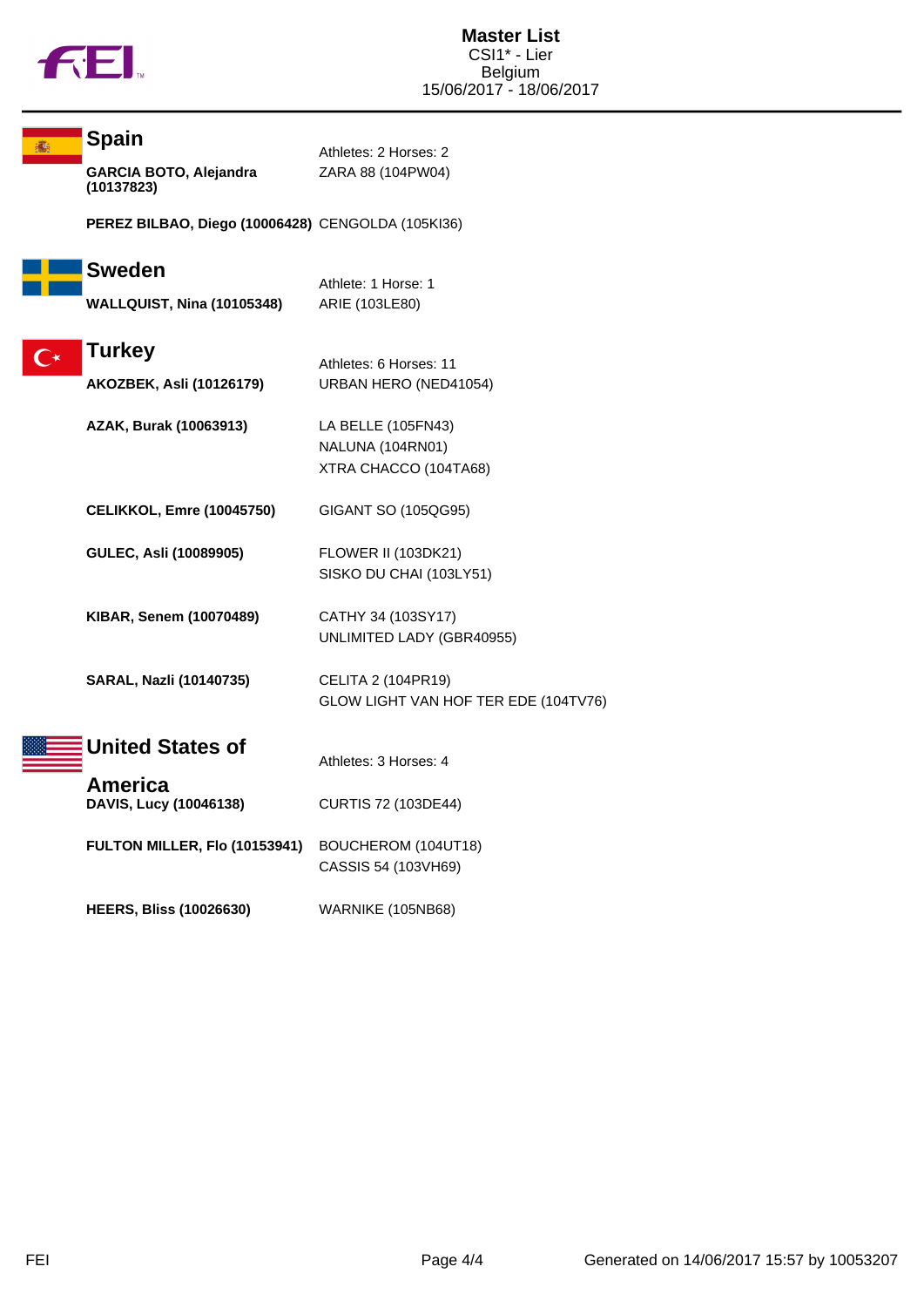# Master List
CSI1* - Lier
Belgium
15/06/2017 - 18/06/2017

## Spain

Athletes: 2 Horses: 2

| Athlete | Horse |
|---|---|
| **GARCIA BOTO, Alejandra (10137823)** | ZARA 88 (104PW04) |
| **PEREZ BILBAO, Diego (10006428)** | CENGOLDA (105KI36) |

## Sweden

Athlete: 1 Horse: 1

| Athlete | Horse |
|---|---|
| **WALLQUIST, Nina (10105348)** | ARIE (103LE80) |

## Turkey

Athletes: 6 Horses: 11

| Athlete | Horse |
|---|---|
| **AKOZBEK, Asli (10126179)** | URBAN HERO (NED41054) |
| **AZAK, Burak (10063913)** | LA BELLE (105FN43) |
| | NALUNA (104RN01) |
| | XTRA CHACCO (104TA68) |
| **CELIKKOL, Emre (10045750)** | GIGANT SO (105QG95) |
| **GULEC, Asli (10089905)** | FLOWER II (103DK21) |
| | SISKO DU CHAI (103LY51) |
| **KIBAR, Senem (10070489)** | CATHY 34 (103SY17) |
| | UNLIMITED LADY (GBR40955) |
| **SARAL, Nazli (10140735)** | CELITA 2 (104PR19) |
| | GLOW LIGHT VAN HOF TER EDE (104TV76) |

## United States of America

Athletes: 3 Horses: 4

| Athlete | Horse |
|---|---|
| **DAVIS, Lucy (10046138)** | CURTIS 72 (103DE44) |
| **FULTON MILLER, Flo (10153941)** | BOUCHEROM (104UT18) |
| | CASSIS 54 (103VH69) |
| **HEERS, Bliss (10026630)** | WARNIKE (105NB68) |

Generated on 14/06/2017 15:57 by 10053207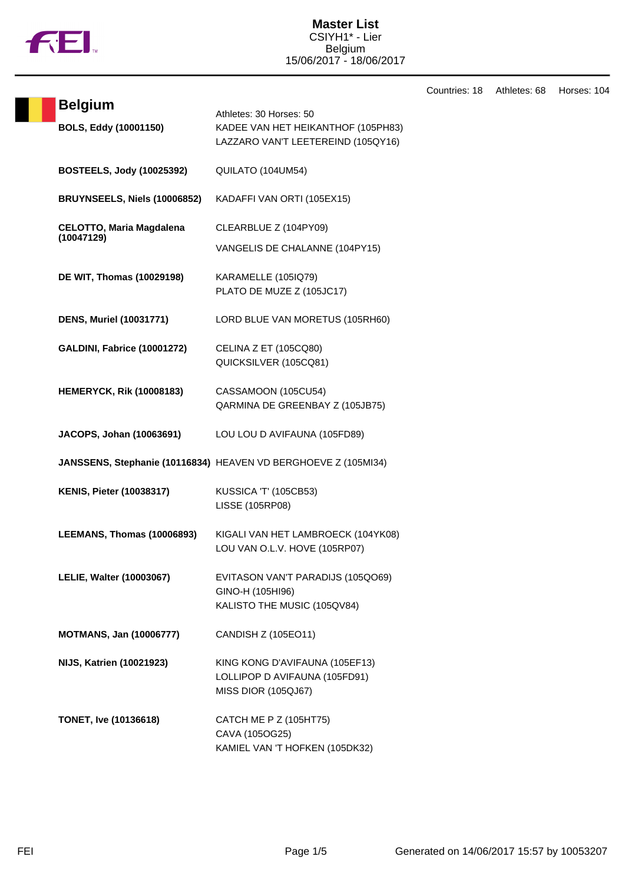# Master List

CSIYH1* - Lier
Belgium
15/06/2017 - 18/06/2017

Countries: 18 Athletes: 68 Horses: 104

## Belgium

Athletes: 30 Horses: 50

| Athlete | Horses |
|---|---|
| **BOLS, Eddy (10001150)** | KADEE VAN HET HEIKANTHOF (105PH83)<br>LAZZARO VAN'T LEETEREIND (105QY16) |
| **BOSTEELS, Jody (10025392)** | QUILATO (104UM54) |
| **BRUYNSEELS, Niels (10006852)** | KADAFFI VAN ORTI (105EX15) |
| **CELOTTO, Maria Magdalena (10047129)** | CLEARBLUE Z (104PY09)<br>VANGELIS DE CHALANNE (104PY15) |
| **DE WIT, Thomas (10029198)** | KARAMELLE (105IQ79)<br>PLATO DE MUZE Z (105JC17) |
| **DENS, Muriel (10031771)** | LORD BLUE VAN MORETUS (105RH60) |
| **GALDINI, Fabrice (10001272)** | CELINA Z ET (105CQ80)<br>QUICKSILVER (105CQ81) |
| **HEMERYCK, Rik (10008183)** | CASSAMOON (105CU54)<br>QARMINA DE GREENBAY Z (105JB75) |
| **JACOPS, Johan (10063691)** | LOU LOU D AVIFAUNA (105FD89) |
| **JANSSENS, Stephanie (10116834)** | HEAVEN VD BERGHOEVE Z (105MI34) |
| **KENIS, Pieter (10038317)** | KUSSICA 'T' (105CB53)<br>LISSE (105RP08) |
| **LEEMANS, Thomas (10006893)** | KIGALI VAN HET LAMBROECK (104YK08)<br>LOU VAN O.L.V. HOVE (105RP07) |
| **LELIE, Walter (10003067)** | EVITASON VAN'T PARADIJS (105QO69)<br>GINO-H (105HI96)<br>KALISTO THE MUSIC (105QV84) |
| **MOTMANS, Jan (10006777)** | CANDISH Z (105EO11) |
| **NIJS, Katrien (10021923)** | KING KONG D'AVIFAUNA (105EF13)<br>LOLLIPOP D AVIFAUNA (105FD91)<br>MISS DIOR (105QJ67) |
| **TONET, Ive (10136618)** | CATCH ME P Z (105HT75)<br>CAVA (105OG25)<br>KAMIEL VAN 'T HOFKEN (105DK32) |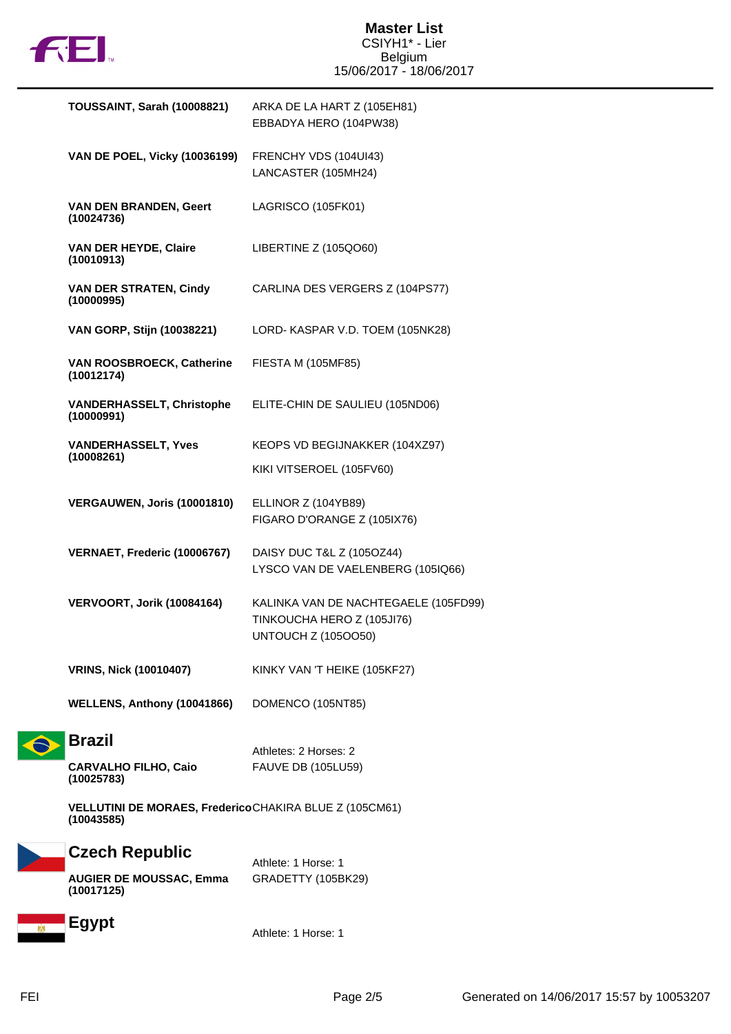# Master List
CSIYH1* - Lier
Belgium
15/06/2017 - 18/06/2017

| Athlete | Horses |
|---|---|
| **TOUSSAINT, Sarah (10008821)** | ARKA DE LA HART Z (105EH81)<br>EBBADYA HERO (104PW38) |
| **VAN DE POEL, Vicky (10036199)** | FRENCHY VDS (104UI43)<br>LANCASTER (105MH24) |
| **VAN DEN BRANDEN, Geert (10024736)** | LAGRISCO (105FK01) |
| **VAN DER HEYDE, Claire (10010913)** | LIBERTINE Z (105QO60) |
| **VAN DER STRATEN, Cindy (10000995)** | CARLINA DES VERGERS Z (104PS77) |
| **VAN GORP, Stijn (10038221)** | LORD- KASPAR V.D. TOEM (105NK28) |
| **VAN ROOSBROECK, Catherine (10012174)** | FIESTA M (105MF85) |
| **VANDERHASSELT, Christophe (10000991)** | ELITE-CHIN DE SAULIEU (105ND06) |
| **VANDERHASSELT, Yves (10008261)** | KEOPS VD BEGIJNAKKER (104XZ97)<br>KIKI VITSEROEL (105FV60) |
| **VERGAUWEN, Joris (10001810)** | ELLINOR Z (104YB89)<br>FIGARO D'ORANGE Z (105IX76) |
| **VERNAET, Frederic (10006767)** | DAISY DUC T&L Z (105OZ44)<br>LYSCO VAN DE VAELENBERG (105IQ66) |
| **VERVOORT, Jorik (10084164)** | KALINKA VAN DE NACHTEGAELE (105FD99)<br>TINKOUCHA HERO Z (105JI76)<br>UNTOUCH Z (105OO50) |
| **VRINS, Nick (10010407)** | KINKY VAN 'T HEIKE (105KF27) |
| **WELLENS, Anthony (10041866)** | DOMENCO (105NT85) |

## Brazil

Athletes: 2 Horses: 2

| Athlete | Horses |
|---|---|
| **CARVALHO FILHO, Caio (10025783)** | FAUVE DB (105LU59) |
| **VELLUTINI DE MORAES, Frederico (10043585)** | CHAKIRA BLUE Z (105CM61) |

## Czech Republic

Athlete: 1 Horse: 1

| Athlete | Horses |
|---|---|
| **AUGIER DE MOUSSAC, Emma (10017125)** | GRADETTY (105BK29) |

## Egypt

Athlete: 1 Horse: 1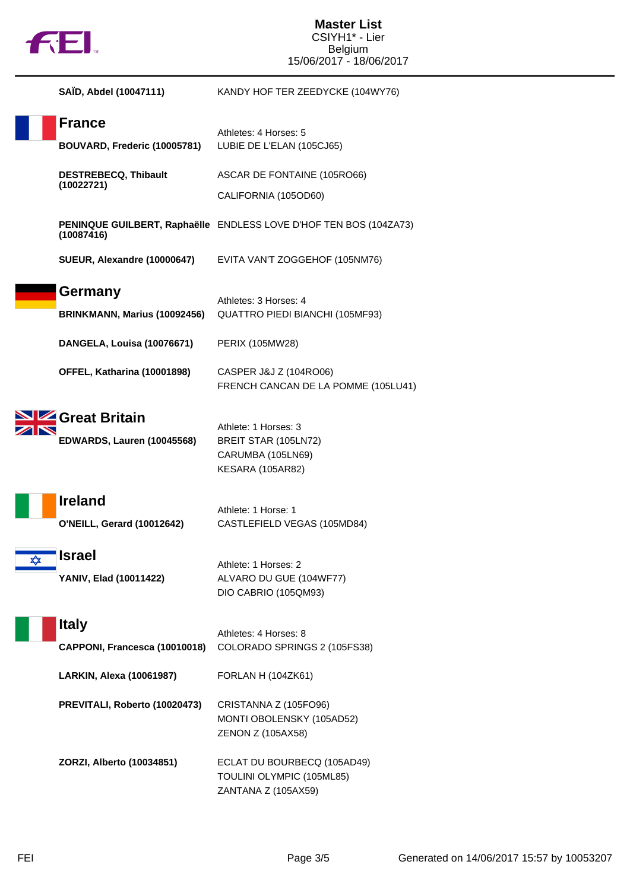**SAÏD, Abdel (10047111)** KANDY HOF TER ZEEDYCKE (104WY76)

## France

Athletes: 4 Horses: 5

**BOUVARD, Frederic (10005781)** LUBIE DE L'ELAN (105CJ65)

**DESTREBECQ, Thibault (10022721)** ASCAR DE FONTAINE (105RO66)
CALIFORNIA (105OD60)

**PENINQUE GUILBERT, Raphaëlle (10087416)** ENDLESS LOVE D'HOF TEN BOS (104ZA73)

**SUEUR, Alexandre (10000647)** EVITA VAN'T ZOGGEHOF (105NM76)

## Germany

Athletes: 3 Horses: 4

**BRINKMANN, Marius (10092456)** QUATTRO PIEDI BIANCHI (105MF93)

**DANGELA, Louisa (10076671)** PERIX (105MW28)

**OFFEL, Katharina (10001898)** CASPER J&J Z (104RO06)
FRENCH CANCAN DE LA POMME (105LU41)

## Great Britain

Athlete: 1 Horses: 3

**EDWARDS, Lauren (10045568)** BREIT STAR (105LN72)
CARUMBA (105LN69)
KESARA (105AR82)

## Ireland

Athlete: 1 Horse: 1

**O'NEILL, Gerard (10012642)** CASTLEFIELD VEGAS (105MD84)

## Israel

Athlete: 1 Horses: 2

**YANIV, Elad (10011422)** ALVARO DU GUE (104WF77)
DIO CABRIO (105QM93)

## Italy

Athletes: 4 Horses: 8

**CAPPONI, Francesca (10010018)** COLORADO SPRINGS 2 (105FS38)

**LARKIN, Alexa (10061987)** FORLAN H (104ZK61)

**PREVITALI, Roberto (10020473)** CRISTANNA Z (105FO96)
MONTI OBOLENSKY (105AD52)
ZENON Z (105AX58)

**ZORZI, Alberto (10034851)** ECLAT DU BOURBECQ (105AD49)
TOULINI OLYMPIC (105ML85)
ZANTANA Z (105AX59)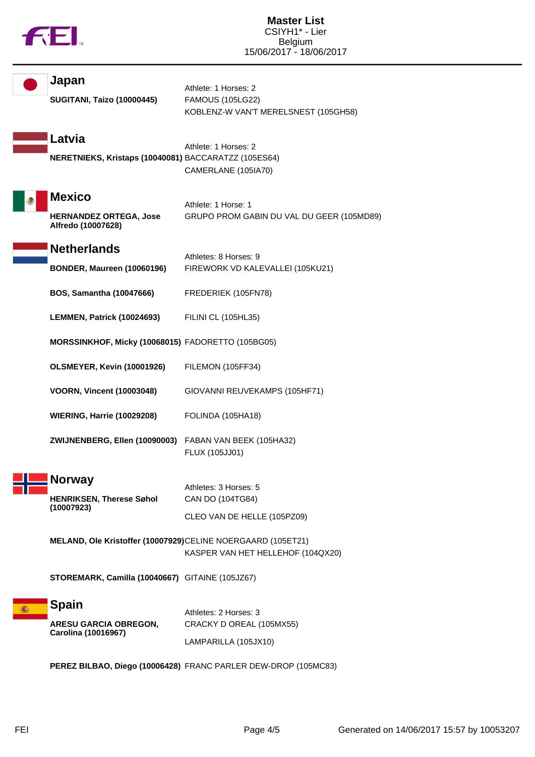**Master List**
CSIYH1* - Lier
Belgium
15/06/2017 - 18/06/2017

## Japan

Athlete: 1 Horses: 2

| Athlete | Horses |
|---|---|
| **SUGITANI, Taizo (10000445)** | FAMOUS (105LG22) |
| | KOBLENZ-W VAN'T MERELSNEST (105GH58) |

## Latvia

Athlete: 1 Horses: 2

| Athlete | Horses |
|---|---|
| **NERETNIEKS, Kristaps (10040081)** | BACCARATZZ (105ES64) |
| | CAMERLANE (105IA70) |

## Mexico

Athlete: 1 Horse: 1

| Athlete | Horses |
|---|---|
| **HERNANDEZ ORTEGA, Jose Alfredo (10007628)** | GRUPO PROM GABIN DU VAL DU GEER (105MD89) |

## Netherlands

Athletes: 8 Horses: 9

| Athlete | Horses |
|---|---|
| **BONDER, Maureen (10060196)** | FIREWORK VD KALEVALLEI (105KU21) |
| **BOS, Samantha (10047666)** | FREDERIEK (105FN78) |
| **LEMMEN, Patrick (10024693)** | FILINI CL (105HL35) |
| **MORSSINKHOF, Micky (10068015)** | FADORETTO (105BG05) |
| **OLSMEYER, Kevin (10001926)** | FILEMON (105FF34) |
| **VOORN, Vincent (10003048)** | GIOVANNI REUVEKAMPS (105HF71) |
| **WIERING, Harrie (10029208)** | FOLINDA (105HA18) |
| **ZWIJNENBERG, Ellen (10090003)** | FABAN VAN BEEK (105HA32) |
| | FLUX (105JJ01) |

## Norway

Athletes: 3 Horses: 5

| Athlete | Horses |
|---|---|
| **HENRIKSEN, Therese Søhol (10007923)** | CAN DO (104TG84) |
| | CLEO VAN DE HELLE (105PZ09) |
| **MELAND, Ole Kristoffer (10007929)** | CELINE NOERGAARD (105ET21) |
| | KASPER VAN HET HELLEHOF (104QX20) |
| **STOREMARK, Camilla (10040667)** | GITAINE (105JZ67) |

## Spain

Athletes: 2 Horses: 3

| Athlete | Horses |
|---|---|
| **ARESU GARCIA OBREGON, Carolina (10016967)** | CRACKY D OREAL (105MX55) |
| | LAMPARILLA (105JX10) |
| **PEREZ BILBAO, Diego (10006428)** | FRANC PARLER DEW-DROP (105MC83) |

Generated on 14/06/2017 15:57 by 10053207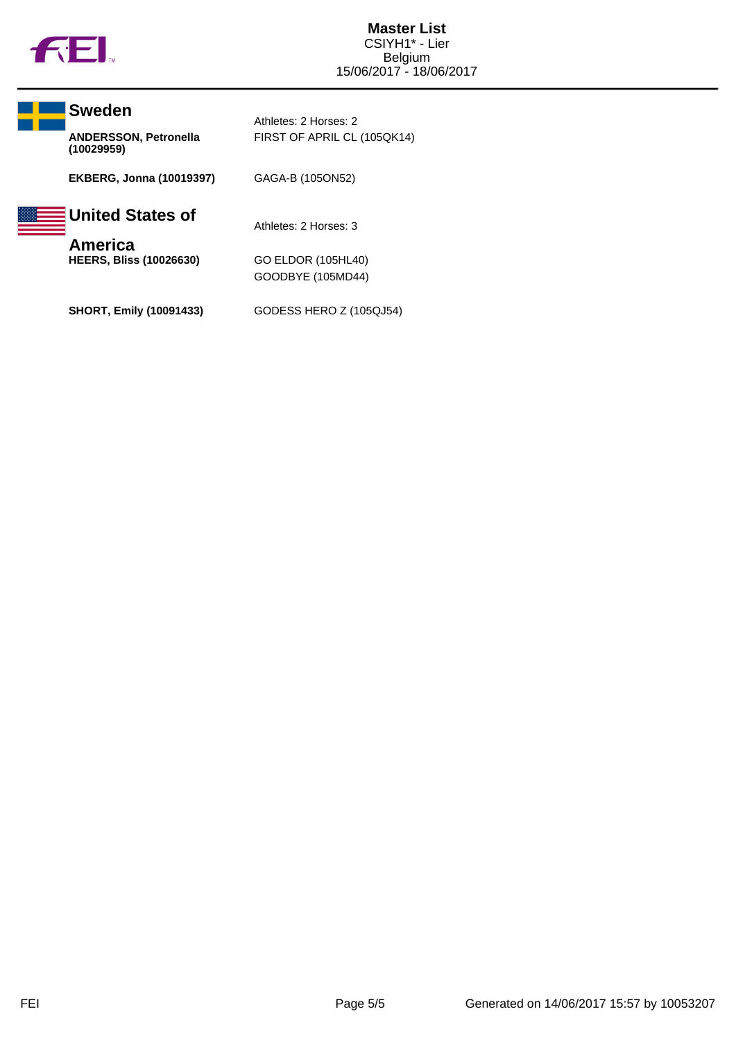## Sweden

| | |
|---|---|
| | Athletes: 2 Horses: 2 |
| **ANDERSSON, Petronella (10029959)** | FIRST OF APRIL CL (105QK14) |
| **EKBERG, Jonna (10019397)** | GAGA-B (105ON52) |

## United States of America

| | |
|---|---|
| | Athletes: 2 Horses: 3 |
| **HEERS, Bliss (10026630)** | GO ELDOR (105HL40) |
| | GOODBYE (105MD44) |
| **SHORT, Emily (10091433)** | GODESS HERO Z (105QJ54) |